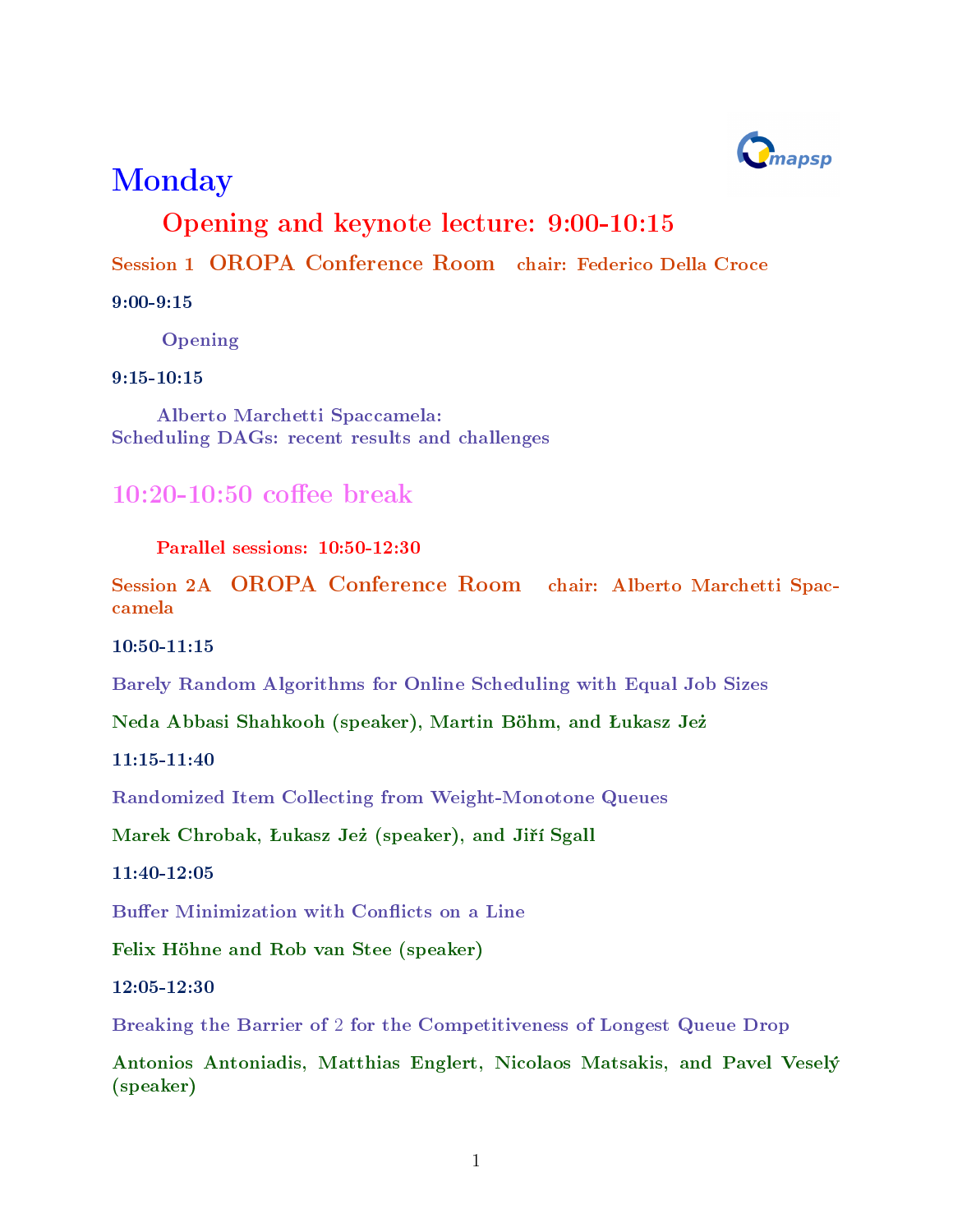# Monday

## Opening and keynote lecture: 9:00-10:15

**Session 1 OROPA Conference Room chair: Federico Della Croce**

**9:00-9:15**

Opening

**9:15-10:15**

Alberto Marchetti Spaccamela:
Scheduling DAGs: recent results and challenges

## 10:20-10:50 coffee break

### Parallel sessions: 10:50-12:30

**Session 2A OROPA Conference Room chair: Alberto Marchetti Spaccamela**

**10:50-11:15**

Barely Random Algorithms for Online Scheduling with Equal Job Sizes

Neda Abbasi Shahkooh (speaker), Martin Böhm, and Łukasz Jeż

**11:15-11:40**

Randomized Item Collecting from Weight-Monotone Queues

Marek Chrobak, Łukasz Jeż (speaker), and Jiří Sgall

**11:40-12:05**

Buffer Minimization with Conflicts on a Line

Felix Höhne and Rob van Stee (speaker)

**12:05-12:30**

Breaking the Barrier of 2 for the Competitiveness of Longest Queue Drop

Antonios Antoniadis, Matthias Englert, Nicolaos Matsakis, and Pavel Veselý (speaker)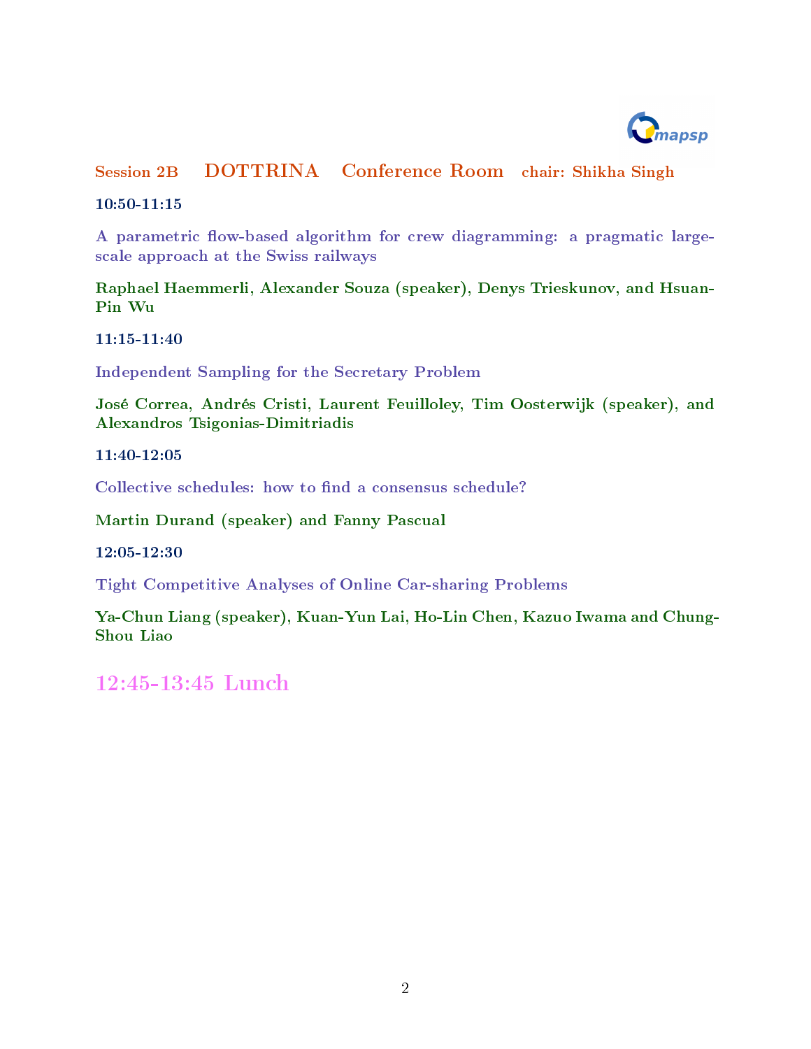## Session 2B DOTTRINA Conference Room chair: Shikha Singh

**10:50-11:15**

A parametric flow-based algorithm for crew diagramming: a pragmatic large-scale approach at the Swiss railways

**Raphael Haemmerli, Alexander Souza (speaker), Denys Trieskunov, and Hsuan-Pin Wu**

**11:15-11:40**

Independent Sampling for the Secretary Problem

**José Correa, Andrés Cristi, Laurent Feuilloley, Tim Oosterwijk (speaker), and Alexandros Tsigonias-Dimitriadis**

**11:40-12:05**

Collective schedules: how to find a consensus schedule?

**Martin Durand (speaker) and Fanny Pascual**

**12:05-12:30**

Tight Competitive Analyses of Online Car-sharing Problems

**Ya-Chun Liang (speaker), Kuan-Yun Lai, Ho-Lin Chen, Kazuo Iwama and Chung-Shou Liao**

## 12:45-13:45 Lunch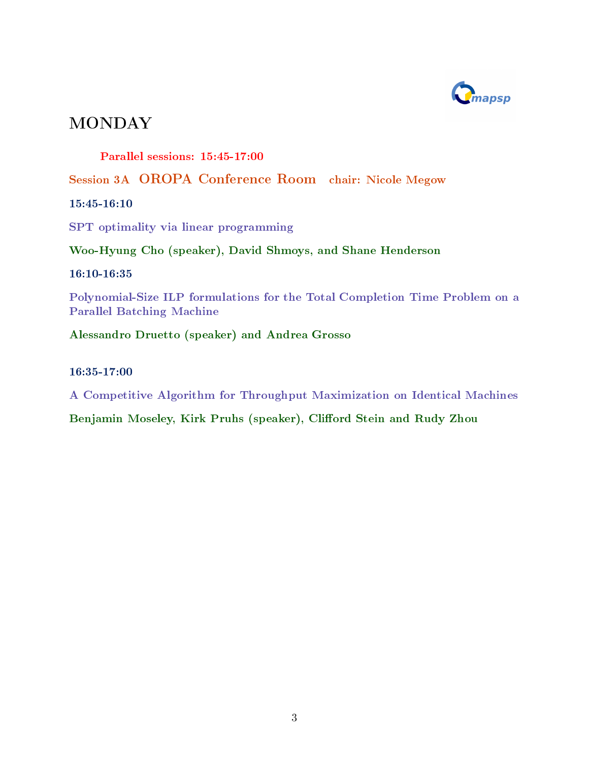# MONDAY

**Parallel sessions: 15:45-17:00**

## Session 3A OROPA Conference Room chair: Nicole Megow

**15:45-16:10**

**SPT optimality via linear programming**

**Woo-Hyung Cho (speaker), David Shmoys, and Shane Henderson**

**16:10-16:35**

**Polynomial-Size ILP formulations for the Total Completion Time Problem on a Parallel Batching Machine**

**Alessandro Druetto (speaker) and Andrea Grosso**

**16:35-17:00**

**A Competitive Algorithm for Throughput Maximization on Identical Machines**

**Benjamin Moseley, Kirk Pruhs (speaker), Clifford Stein and Rudy Zhou**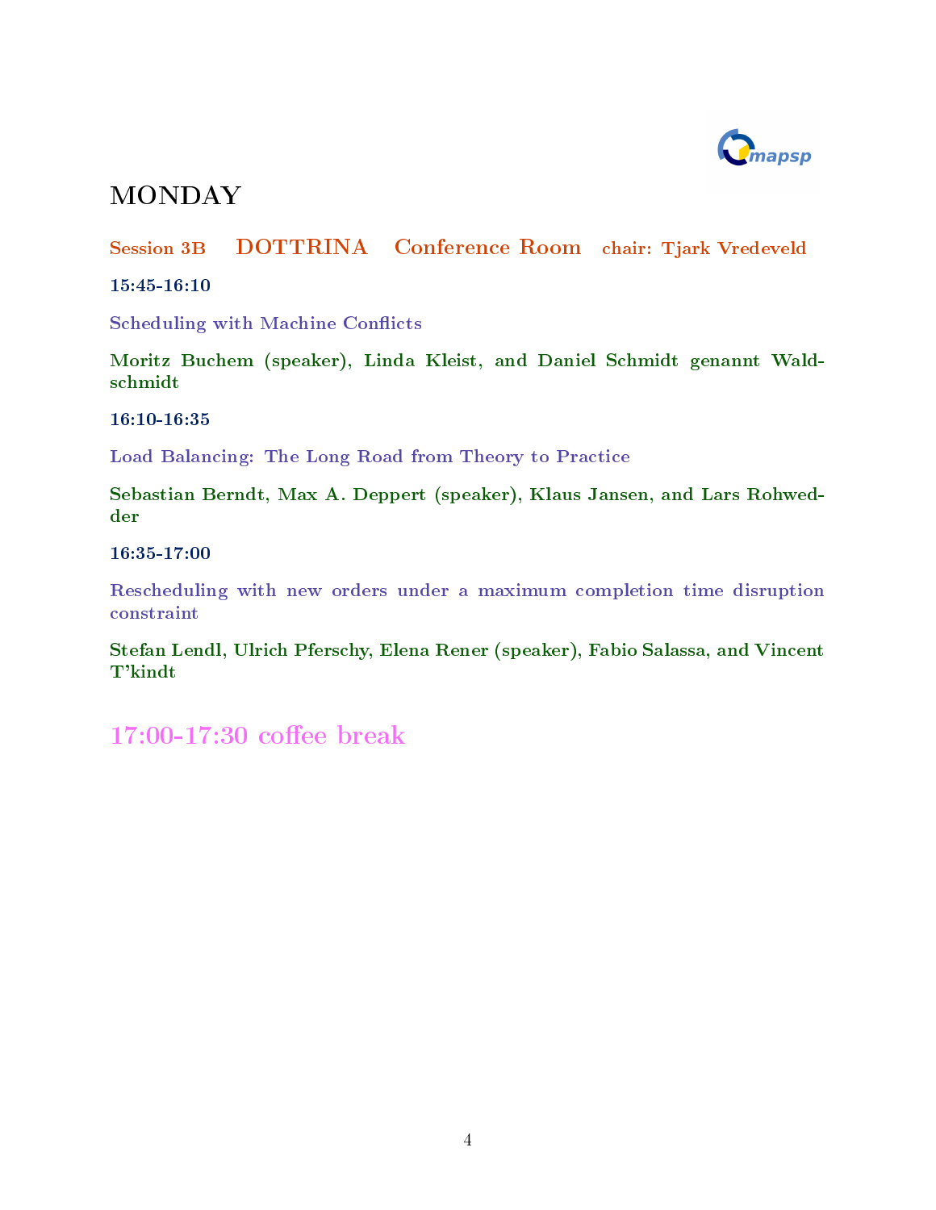# MONDAY

**Session 3B DOTTRINA Conference Room chair: Tjark Vredeveld**

**15:45-16:10**

**Scheduling with Machine Conflicts**

**Moritz Buchem (speaker), Linda Kleist, and Daniel Schmidt genannt Waldschmidt**

**16:10-16:35**

**Load Balancing: The Long Road from Theory to Practice**

**Sebastian Berndt, Max A. Deppert (speaker), Klaus Jansen, and Lars Rohwedder**

**16:35-17:00**

**Rescheduling with new orders under a maximum completion time disruption constraint**

**Stefan Lendl, Ulrich Pferschy, Elena Rener (speaker), Fabio Salassa, and Vincent T'kindt**

## 17:00-17:30 coffee break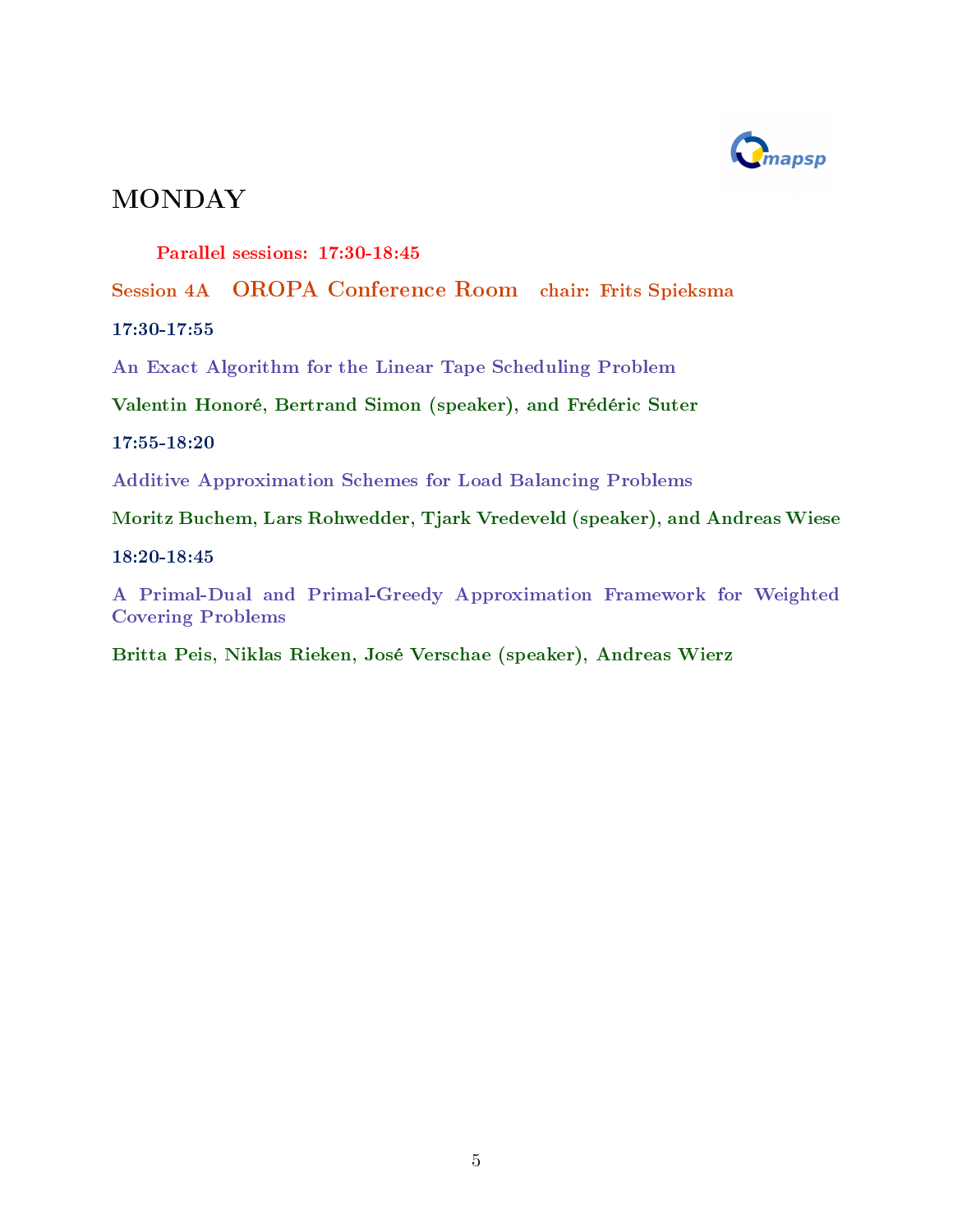# MONDAY

**Parallel sessions: 17:30-18:45**

**Session 4A OROPA Conference Room chair: Frits Spieksma**

**17:30-17:55**

**An Exact Algorithm for the Linear Tape Scheduling Problem**

**Valentin Honoré, Bertrand Simon (speaker), and Frédéric Suter**

**17:55-18:20**

**Additive Approximation Schemes for Load Balancing Problems**

**Moritz Buchem, Lars Rohwedder, Tjark Vredeveld (speaker), and Andreas Wiese**

**18:20-18:45**

**A Primal-Dual and Primal-Greedy Approximation Framework for Weighted Covering Problems**

**Britta Peis, Niklas Rieken, José Verschae (speaker), Andreas Wierz**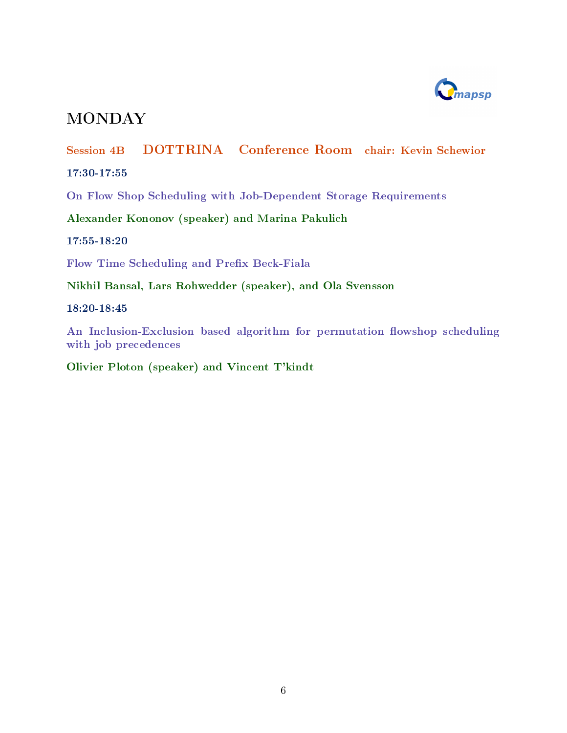# MONDAY

**Session 4B DOTTRINA Conference Room chair: Kevin Schewior**

**17:30-17:55**

**On Flow Shop Scheduling with Job-Dependent Storage Requirements**

**Alexander Kononov (speaker) and Marina Pakulich**

**17:55-18:20**

**Flow Time Scheduling and Prefix Beck-Fiala**

**Nikhil Bansal, Lars Rohwedder (speaker), and Ola Svensson**

**18:20-18:45**

**An Inclusion-Exclusion based algorithm for permutation flowshop scheduling with job precedences**

**Olivier Ploton (speaker) and Vincent T'kindt**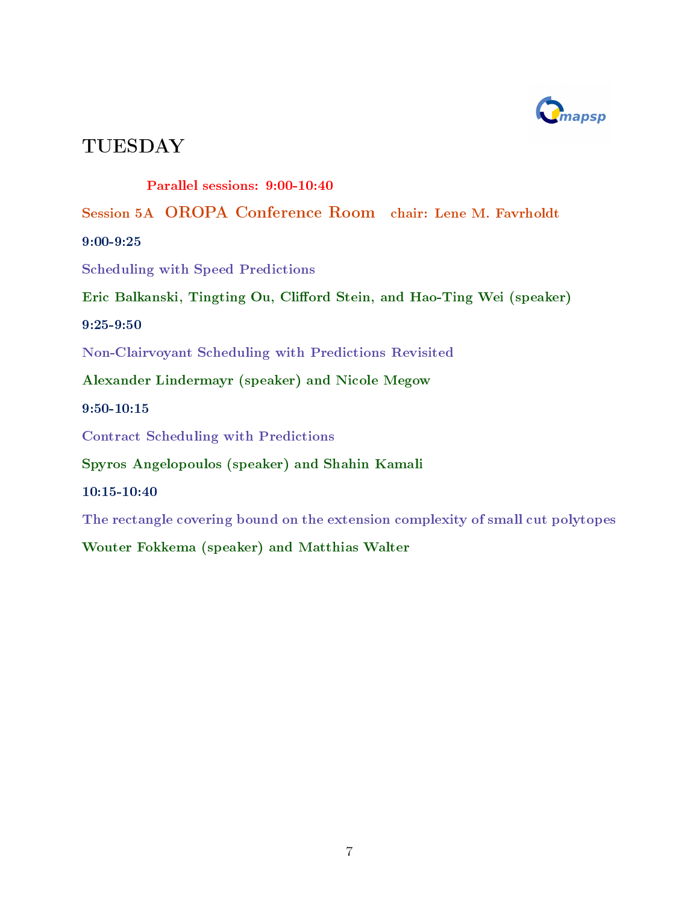# TUESDAY

**Parallel sessions: 9:00-10:40**

**Session 5A OROPA Conference Room chair: Lene M. Favrholdt**

**9:00-9:25**

Scheduling with Speed Predictions

**Eric Balkanski, Tingting Ou, Clifford Stein, and Hao-Ting Wei (speaker)**

**9:25-9:50**

Non-Clairvoyant Scheduling with Predictions Revisited

**Alexander Lindermayr (speaker) and Nicole Megow**

**9:50-10:15**

Contract Scheduling with Predictions

**Spyros Angelopoulos (speaker) and Shahin Kamali**

**10:15-10:40**

The rectangle covering bound on the extension complexity of small cut polytopes

**Wouter Fokkema (speaker) and Matthias Walter**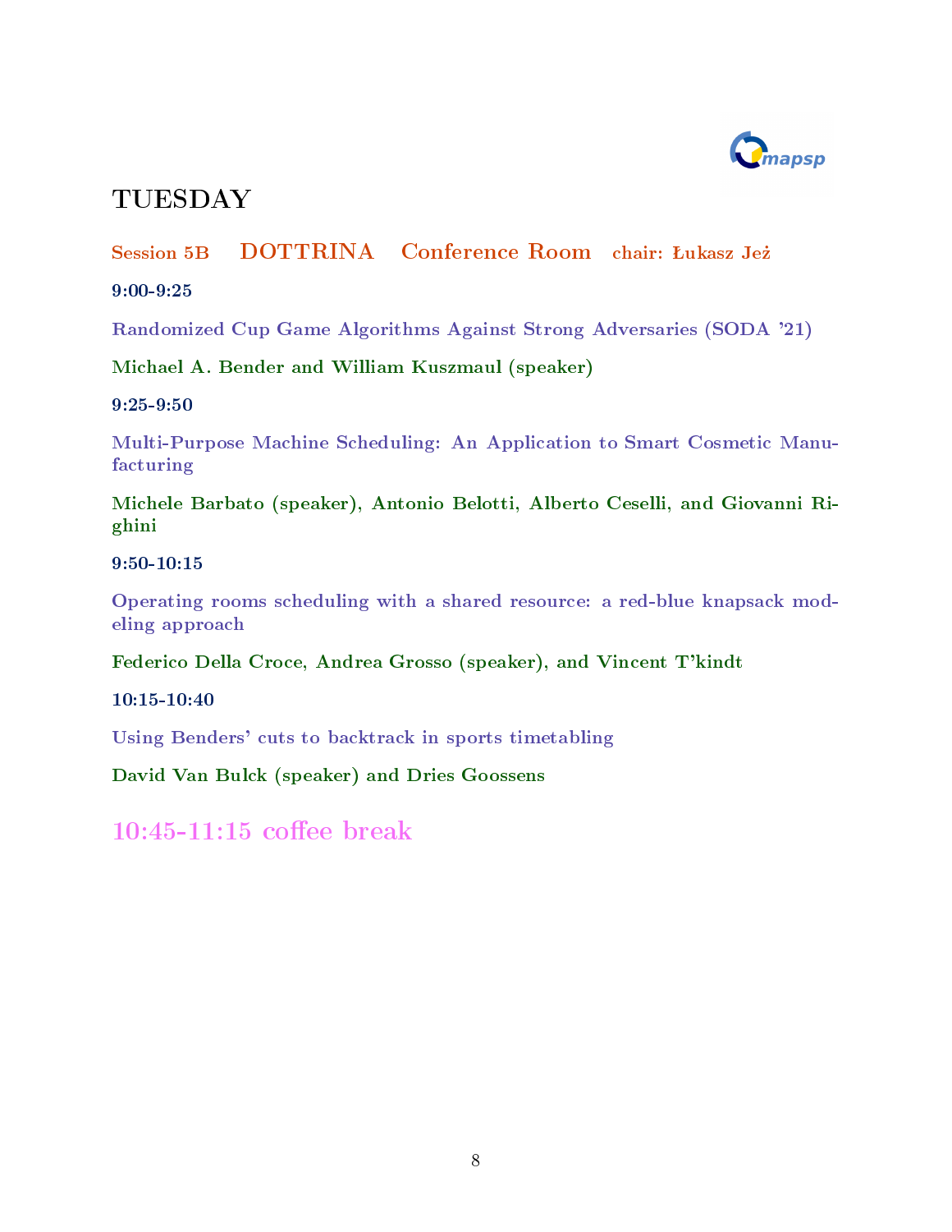# TUESDAY

## Session 5B DOTTRINA Conference Room chair: Łukasz Jeż

**9:00-9:25**

Randomized Cup Game Algorithms Against Strong Adversaries (SODA '21)

**Michael A. Bender and William Kuszmaul (speaker)**

**9:25-9:50**

Multi-Purpose Machine Scheduling: An Application to Smart Cosmetic Manufacturing

**Michele Barbato (speaker), Antonio Belotti, Alberto Ceselli, and Giovanni Righini**

**9:50-10:15**

Operating rooms scheduling with a shared resource: a red-blue knapsack modeling approach

**Federico Della Croce, Andrea Grosso (speaker), and Vincent T'kindt**

**10:15-10:40**

Using Benders' cuts to backtrack in sports timetabling

**David Van Bulck (speaker) and Dries Goossens**

## 10:45-11:15 coffee break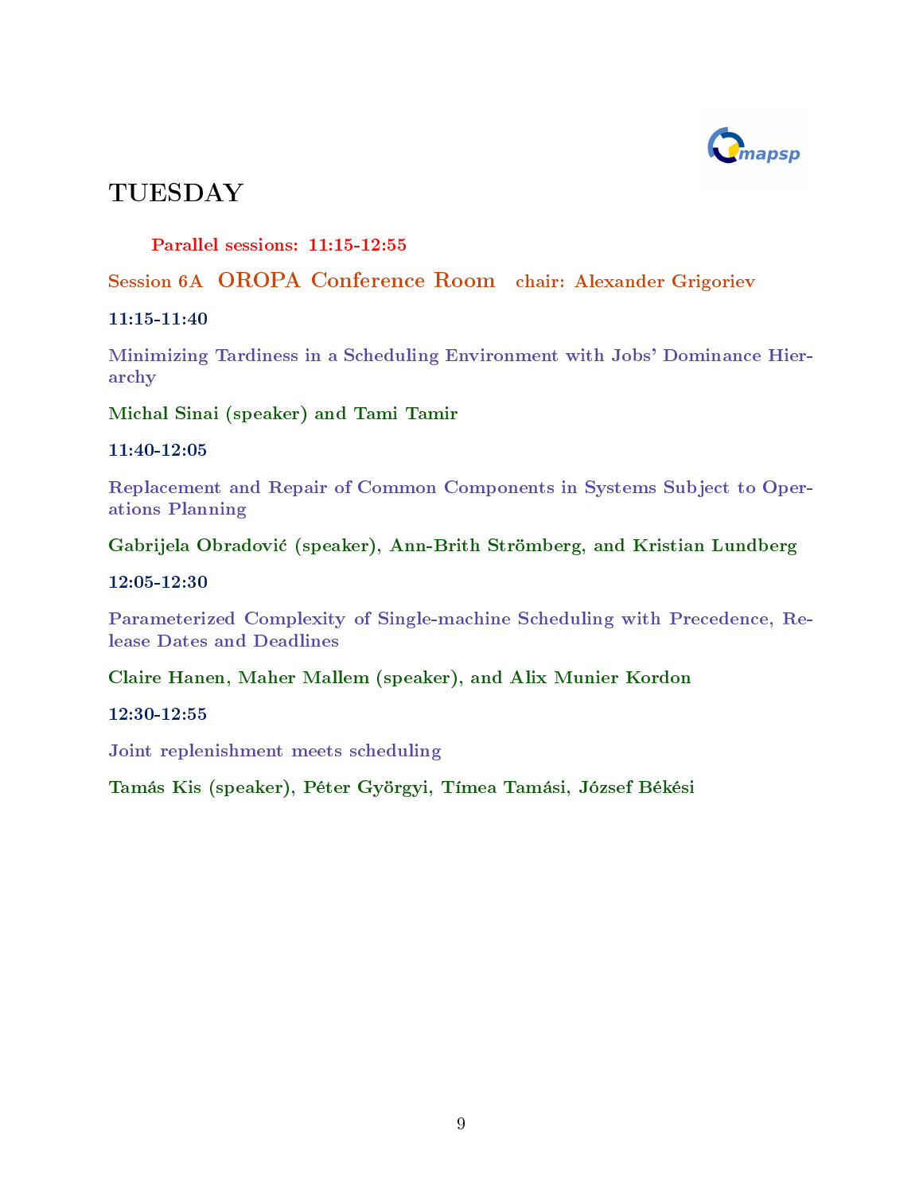# TUESDAY

**Parallel sessions: 11:15-12:55**

**Session 6A OROPA Conference Room chair: Alexander Grigoriev**

**11:15-11:40**

**Minimizing Tardiness in a Scheduling Environment with Jobs' Dominance Hierarchy**

**Michal Sinai (speaker) and Tami Tamir**

**11:40-12:05**

**Replacement and Repair of Common Components in Systems Subject to Operations Planning**

**Gabrijela Obradović (speaker), Ann-Brith Strömberg, and Kristian Lundberg**

**12:05-12:30**

**Parameterized Complexity of Single-machine Scheduling with Precedence, Release Dates and Deadlines**

**Claire Hanen, Maher Mallem (speaker), and Alix Munier Kordon**

**12:30-12:55**

**Joint replenishment meets scheduling**

**Tamás Kis (speaker), Péter Györgyi, Tímea Tamási, József Békési**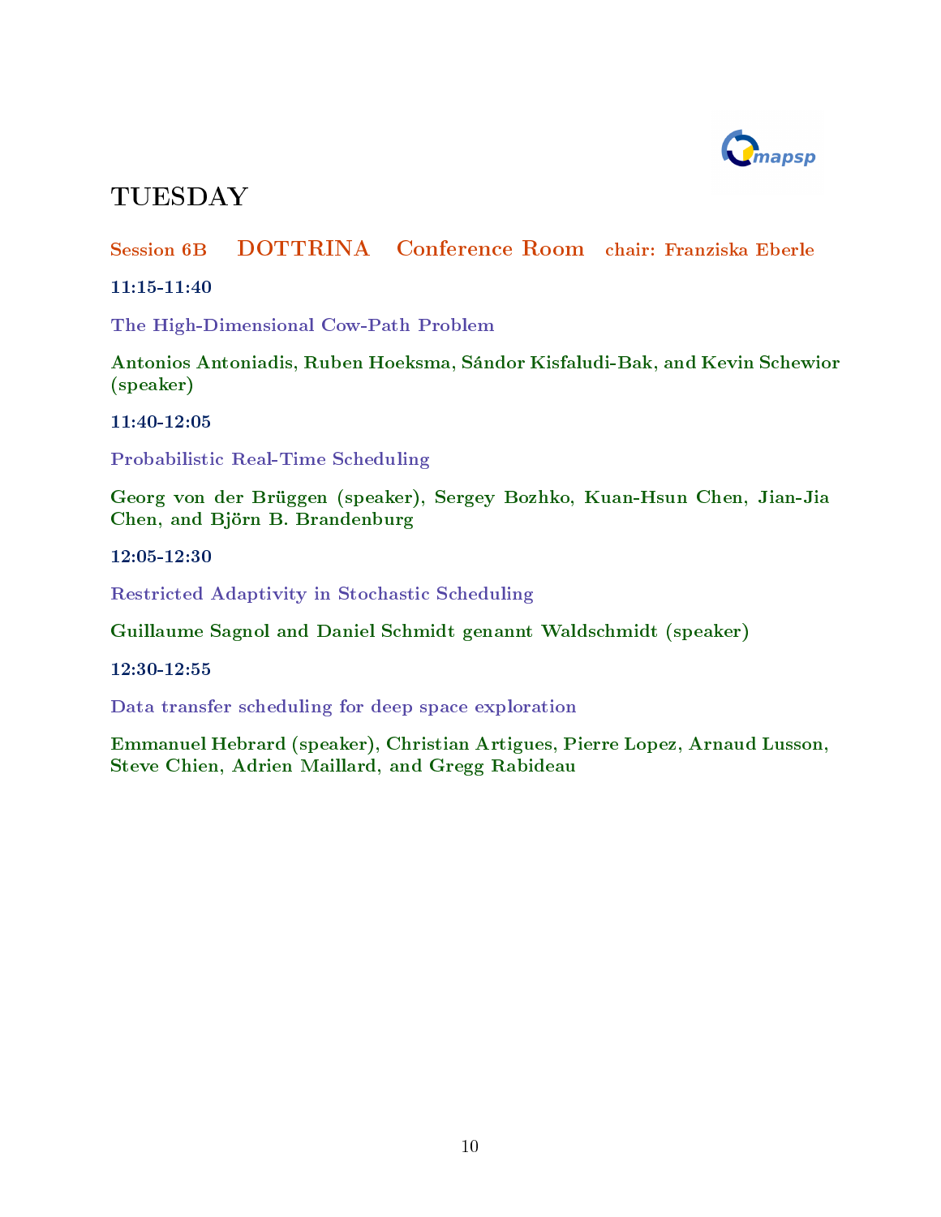# TUESDAY

**Session 6B DOTTRINA Conference Room chair: Franziska Eberle**

**11:15-11:40**

The High-Dimensional Cow-Path Problem

**Antonios Antoniadis, Ruben Hoeksma, Sándor Kisfaludi-Bak, and Kevin Schewior (speaker)**

**11:40-12:05**

Probabilistic Real-Time Scheduling

**Georg von der Brüggen (speaker), Sergey Bozhko, Kuan-Hsun Chen, Jian-Jia Chen, and Björn B. Brandenburg**

**12:05-12:30**

Restricted Adaptivity in Stochastic Scheduling

**Guillaume Sagnol and Daniel Schmidt genannt Waldschmidt (speaker)**

**12:30-12:55**

Data transfer scheduling for deep space exploration

**Emmanuel Hebrard (speaker), Christian Artigues, Pierre Lopez, Arnaud Lusson, Steve Chien, Adrien Maillard, and Gregg Rabideau**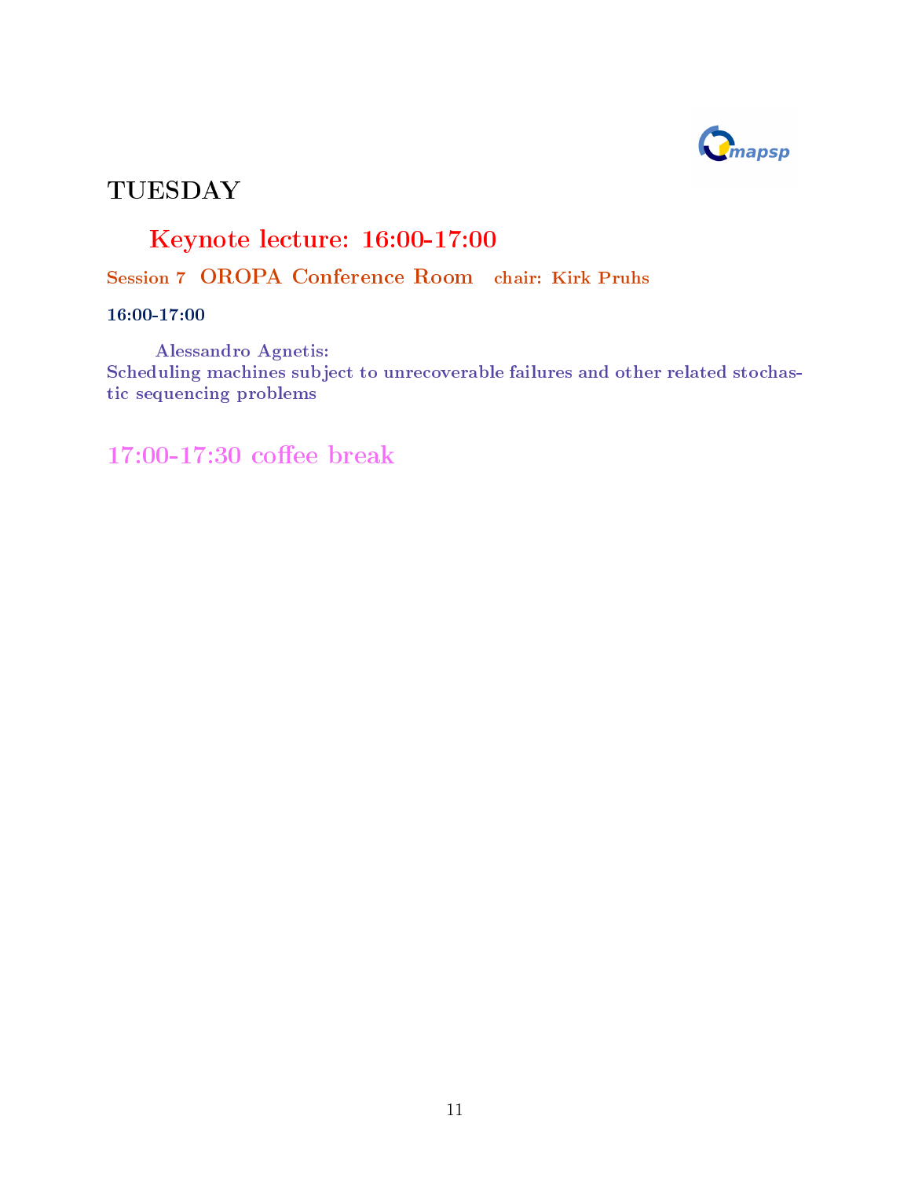# TUESDAY

## Keynote lecture: 16:00-17:00

### Session 7 OROPA Conference Room chair: Kirk Pruhs

**16:00-17:00**

**Alessandro Agnetis:**
**Scheduling machines subject to unrecoverable failures and other related stochastic sequencing problems**

## 17:00-17:30 coffee break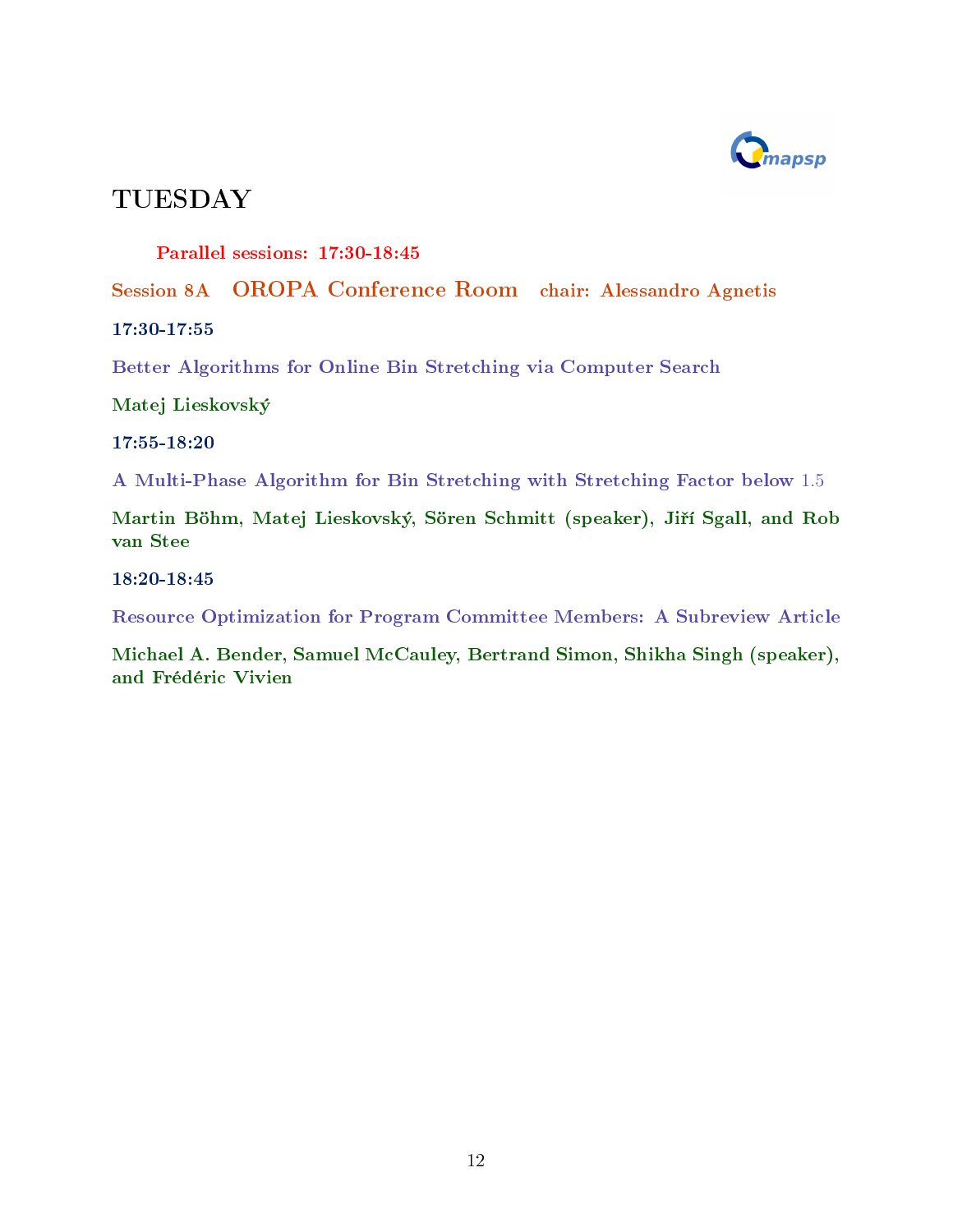# TUESDAY

**Parallel sessions: 17:30-18:45**

## Session 8A OROPA Conference Room chair: Alessandro Agnetis

**17:30-17:55**

**Better Algorithms for Online Bin Stretching via Computer Search**

**Matej Lieskovský**

**17:55-18:20**

**A Multi-Phase Algorithm for Bin Stretching with Stretching Factor below 1.5**

**Martin Böhm, Matej Lieskovský, Sören Schmitt (speaker), Jiří Sgall, and Rob van Stee**

**18:20-18:45**

**Resource Optimization for Program Committee Members: A Subreview Article**

**Michael A. Bender, Samuel McCauley, Bertrand Simon, Shikha Singh (speaker), and Frédéric Vivien**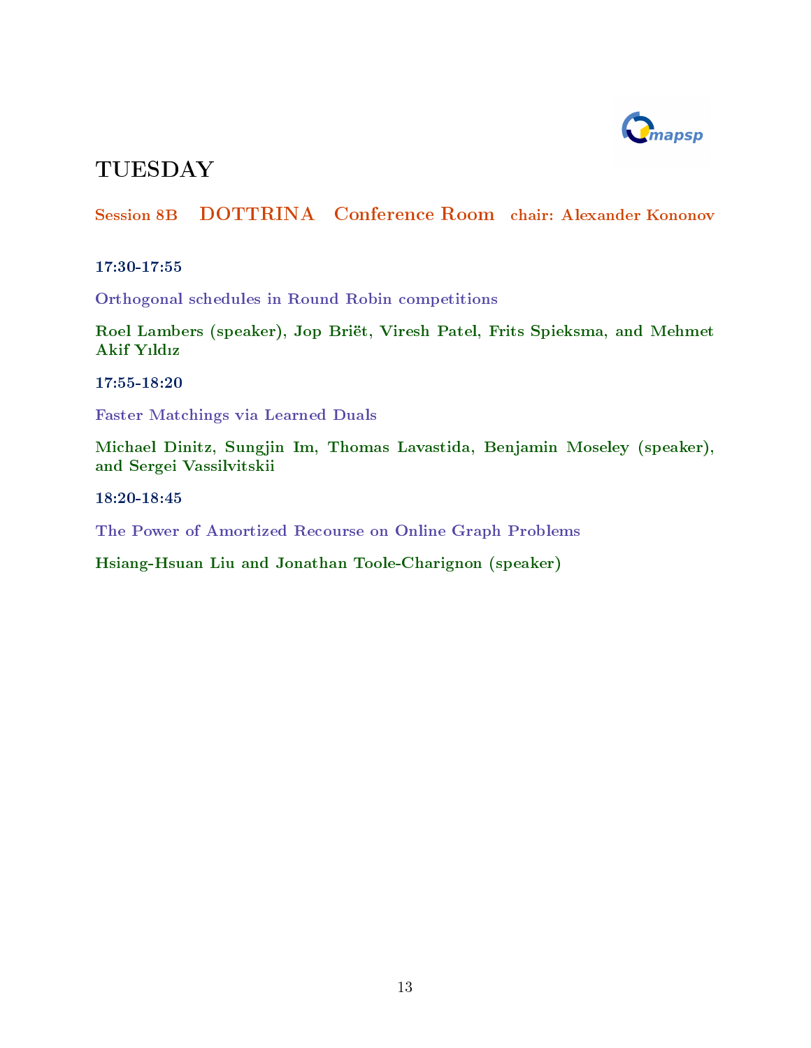# TUESDAY

## Session 8B DOTTRINA Conference Room chair: Alexander Kononov

**17:30-17:55**

**Orthogonal schedules in Round Robin competitions**

**Roel Lambers (speaker), Jop Briët, Viresh Patel, Frits Spieksma, and Mehmet Akif Yıldız**

**17:55-18:20**

**Faster Matchings via Learned Duals**

**Michael Dinitz, Sungjin Im, Thomas Lavastida, Benjamin Moseley (speaker), and Sergei Vassilvitskii**

**18:20-18:45**

**The Power of Amortized Recourse on Online Graph Problems**

**Hsiang-Hsuan Liu and Jonathan Toole-Charignon (speaker)**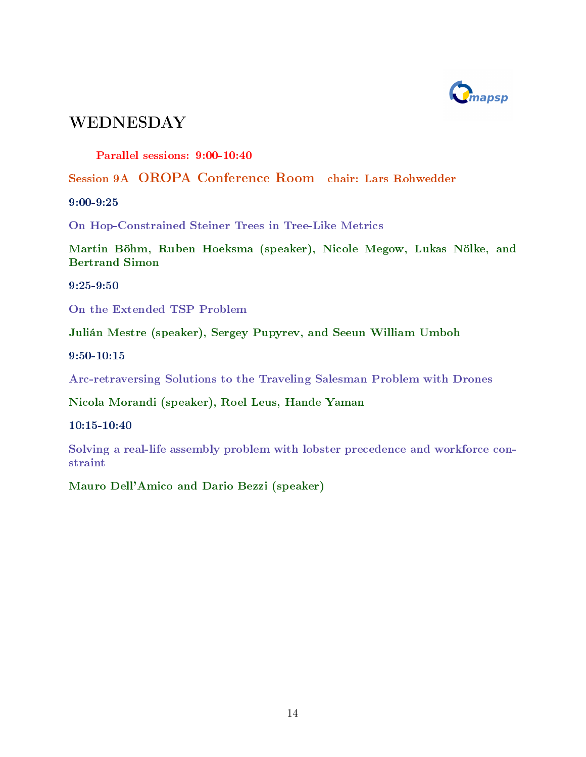# WEDNESDAY

**Parallel sessions: 9:00-10:40**

## Session 9A OROPA Conference Room chair: Lars Rohwedder

**9:00-9:25**

**On Hop-Constrained Steiner Trees in Tree-Like Metrics**

**Martin Böhm, Ruben Hoeksma (speaker), Nicole Megow, Lukas Nölke, and Bertrand Simon**

**9:25-9:50**

**On the Extended TSP Problem**

**Julián Mestre (speaker), Sergey Pupyrev, and Seeun William Umboh**

**9:50-10:15**

**Arc-retraversing Solutions to the Traveling Salesman Problem with Drones**

**Nicola Morandi (speaker), Roel Leus, Hande Yaman**

**10:15-10:40**

**Solving a real-life assembly problem with lobster precedence and workforce constraint**

**Mauro Dell'Amico and Dario Bezzi (speaker)**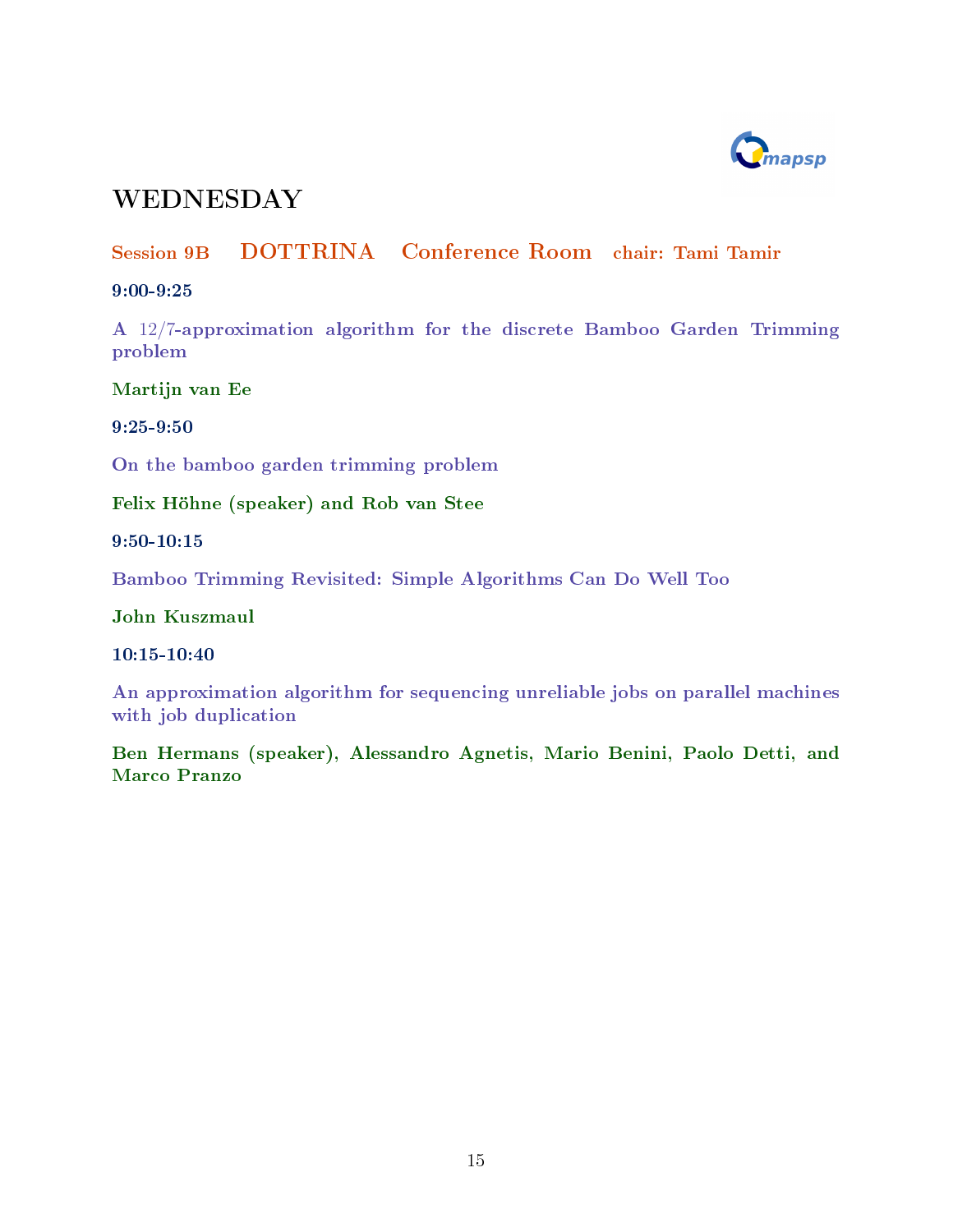# WEDNESDAY

## Session 9B DOTTRINA Conference Room chair: Tami Tamir

**9:00-9:25**

**A 12/7-approximation algorithm for the discrete Bamboo Garden Trimming problem**

**Martijn van Ee**

**9:25-9:50**

**On the bamboo garden trimming problem**

**Felix Höhne (speaker) and Rob van Stee**

**9:50-10:15**

**Bamboo Trimming Revisited: Simple Algorithms Can Do Well Too**

**John Kuszmaul**

**10:15-10:40**

**An approximation algorithm for sequencing unreliable jobs on parallel machines with job duplication**

**Ben Hermans (speaker), Alessandro Agnetis, Mario Benini, Paolo Detti, and Marco Pranzo**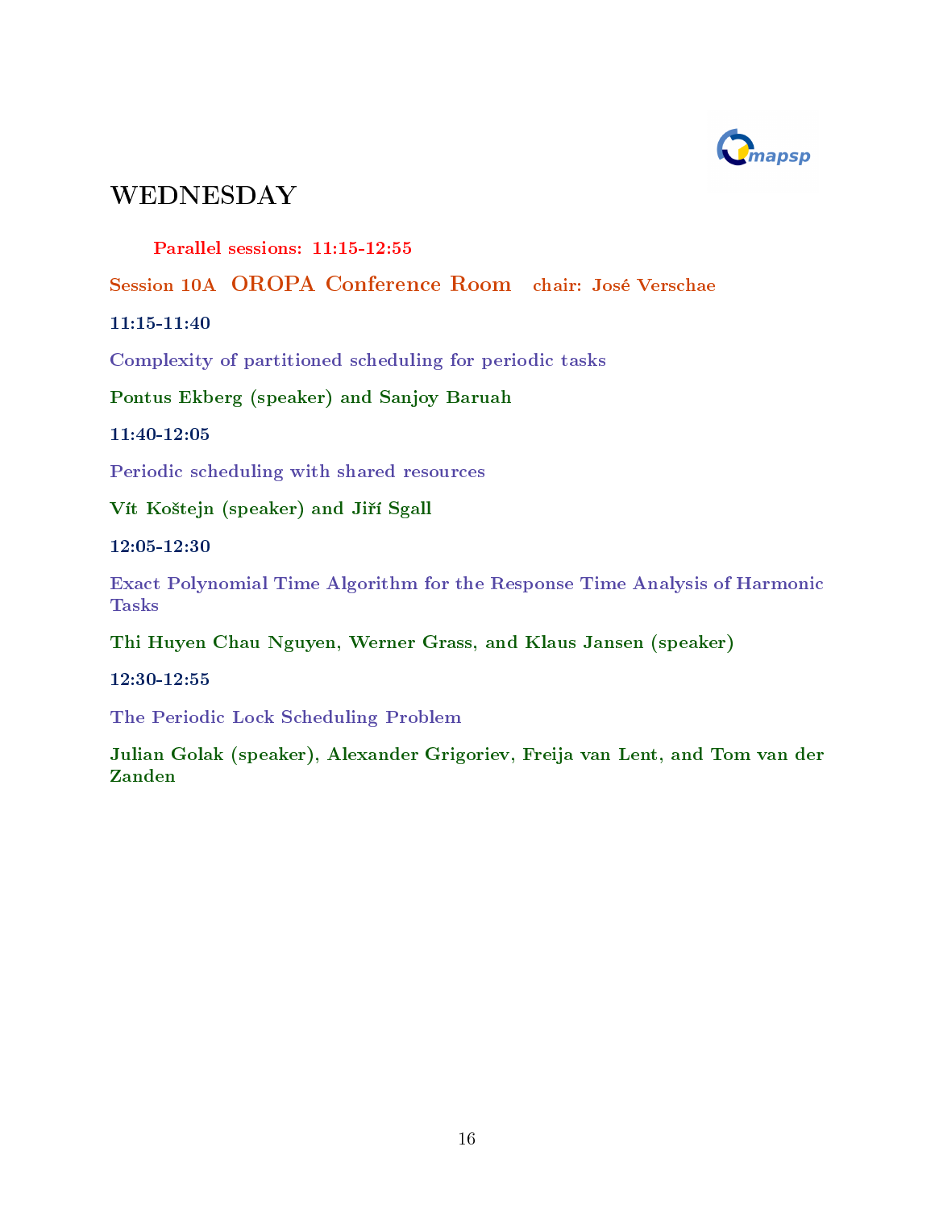# WEDNESDAY

**Parallel sessions: 11:15-12:55**

## Session 10A OROPA Conference Room chair: José Verschae

**11:15-11:40**

**Complexity of partitioned scheduling for periodic tasks**

**Pontus Ekberg (speaker) and Sanjoy Baruah**

**11:40-12:05**

**Periodic scheduling with shared resources**

**Vít Koštejn (speaker) and Jiří Sgall**

**12:05-12:30**

**Exact Polynomial Time Algorithm for the Response Time Analysis of Harmonic Tasks**

**Thi Huyen Chau Nguyen, Werner Grass, and Klaus Jansen (speaker)**

**12:30-12:55**

**The Periodic Lock Scheduling Problem**

**Julian Golak (speaker), Alexander Grigoriev, Freija van Lent, and Tom van der Zanden**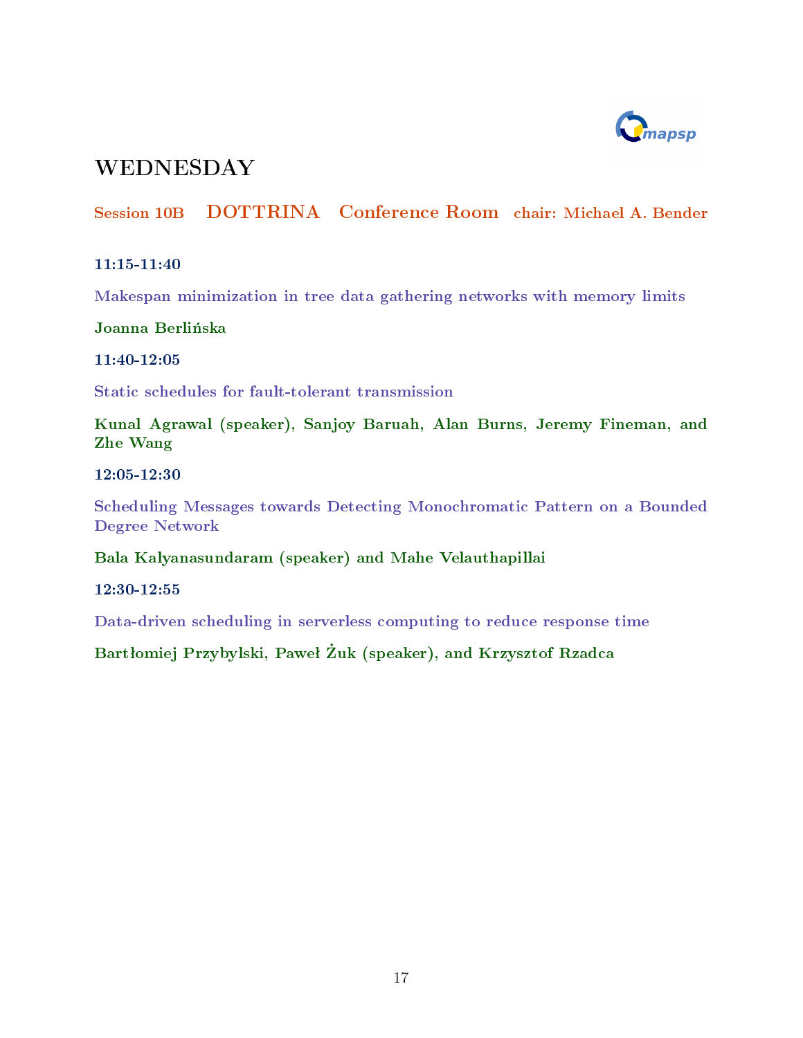# WEDNESDAY

## Session 10B DOTTRINA Conference Room chair: Michael A. Bender

**11:15-11:40**

Makespan minimization in tree data gathering networks with memory limits

**Joanna Berlińska**

**11:40-12:05**

Static schedules for fault-tolerant transmission

**Kunal Agrawal (speaker), Sanjoy Baruah, Alan Burns, Jeremy Fineman, and Zhe Wang**

**12:05-12:30**

Scheduling Messages towards Detecting Monochromatic Pattern on a Bounded Degree Network

**Bala Kalyanasundaram (speaker) and Mahe Velauthapillai**

**12:30-12:55**

Data-driven scheduling in serverless computing to reduce response time

**Bartłomiej Przybylski, Paweł Żuk (speaker), and Krzysztof Rzadca**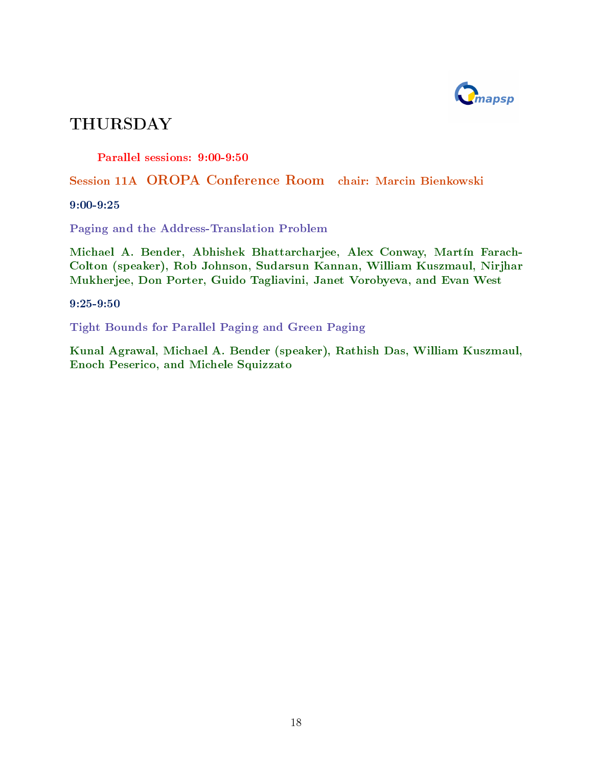# THURSDAY

**Parallel sessions: 9:00-9:50**

## Session 11A OROPA Conference Room chair: Marcin Bienkowski

**9:00-9:25**

**Paging and the Address-Translation Problem**

**Michael A. Bender, Abhishek Bhattarcharjee, Alex Conway, Martín Farach-Colton (speaker), Rob Johnson, Sudarsun Kannan, William Kuszmaul, Nirjhar Mukherjee, Don Porter, Guido Tagliavini, Janet Vorobyeva, and Evan West**

**9:25-9:50**

**Tight Bounds for Parallel Paging and Green Paging**

**Kunal Agrawal, Michael A. Bender (speaker), Rathish Das, William Kuszmaul, Enoch Peserico, and Michele Squizzato**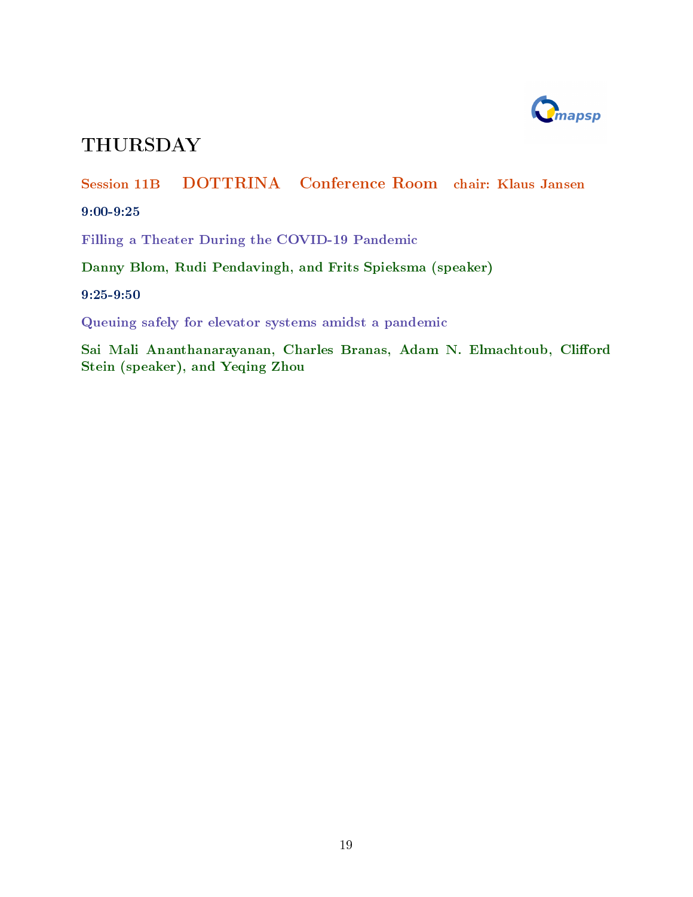# THURSDAY

**Session 11B DOTTRINA Conference Room chair: Klaus Jansen**

**9:00-9:25**

**Filling a Theater During the COVID-19 Pandemic**

**Danny Blom, Rudi Pendavingh, and Frits Spieksma (speaker)**

**9:25-9:50**

**Queuing safely for elevator systems amidst a pandemic**

**Sai Mali Ananthanarayanan, Charles Branas, Adam N. Elmachtoub, Clifford Stein (speaker), and Yeqing Zhou**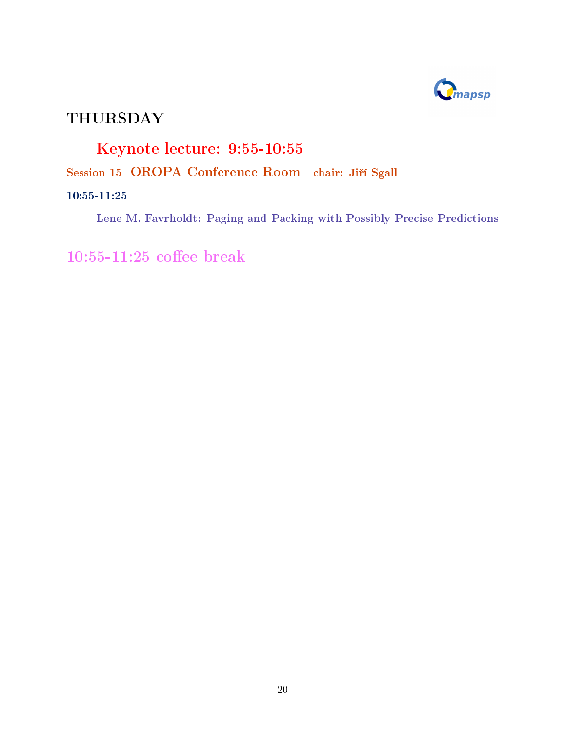# THURSDAY

## Keynote lecture: 9:55-10:55

**Session 15 OROPA Conference Room chair: Jiří Sgall**

**10:55-11:25**

**Lene M. Favrholdt: Paging and Packing with Possibly Precise Predictions**

## 10:55-11:25 coffee break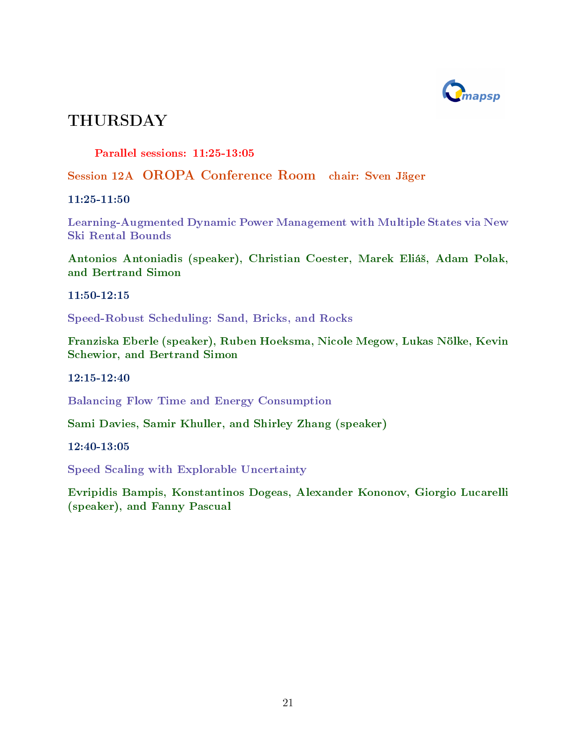# THURSDAY

**Parallel sessions: 11:25-13:05**

## Session 12A OROPA Conference Room chair: Sven Jäger

**11:25-11:50**

**Learning-Augmented Dynamic Power Management with Multiple States via New Ski Rental Bounds**

**Antonios Antoniadis (speaker), Christian Coester, Marek Eliáš, Adam Polak, and Bertrand Simon**

**11:50-12:15**

**Speed-Robust Scheduling: Sand, Bricks, and Rocks**

**Franziska Eberle (speaker), Ruben Hoeksma, Nicole Megow, Lukas Nölke, Kevin Schewior, and Bertrand Simon**

**12:15-12:40**

**Balancing Flow Time and Energy Consumption**

**Sami Davies, Samir Khuller, and Shirley Zhang (speaker)**

**12:40-13:05**

**Speed Scaling with Explorable Uncertainty**

**Evripidis Bampis, Konstantinos Dogeas, Alexander Kononov, Giorgio Lucarelli (speaker), and Fanny Pascual**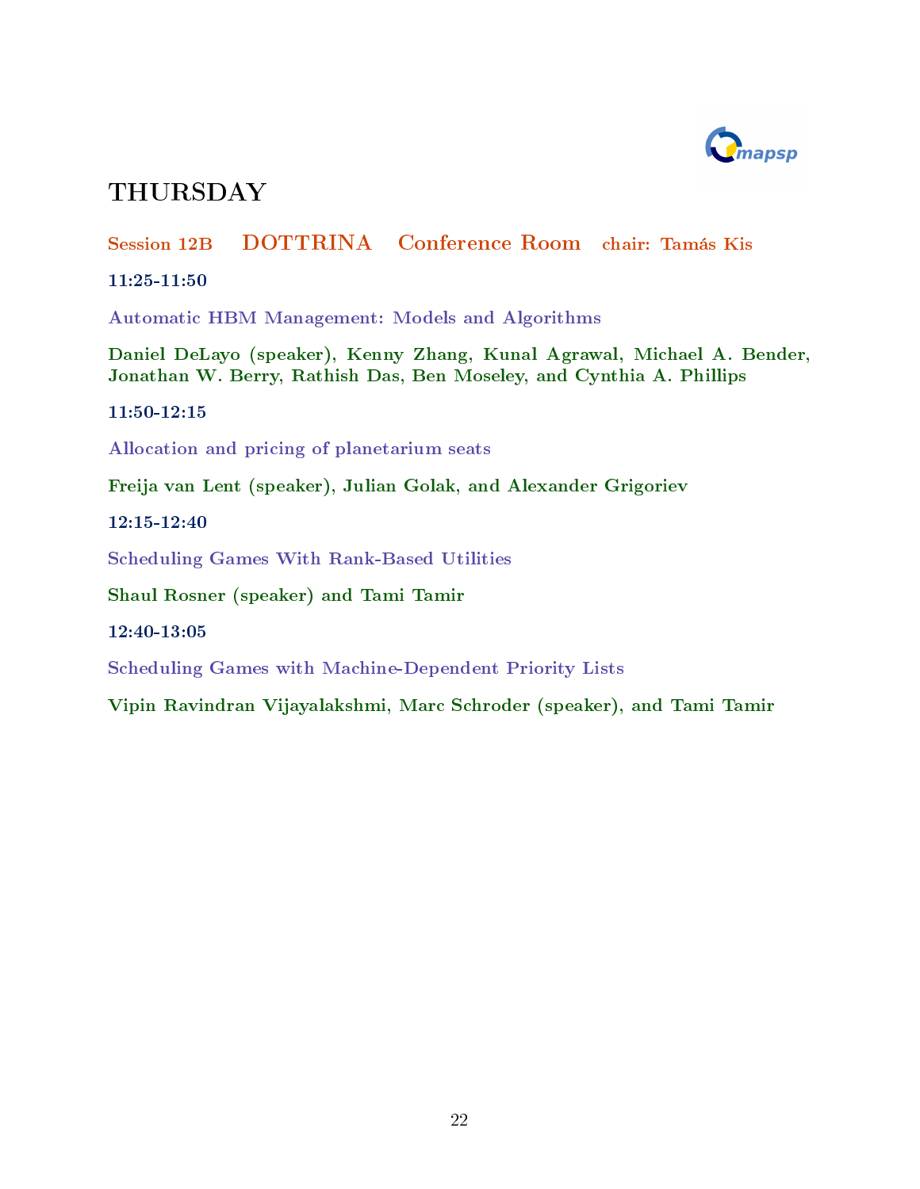# THURSDAY

**Session 12B DOTTRINA Conference Room chair: Tamás Kis**

**11:25-11:50**

Automatic HBM Management: Models and Algorithms

**Daniel DeLayo (speaker), Kenny Zhang, Kunal Agrawal, Michael A. Bender, Jonathan W. Berry, Rathish Das, Ben Moseley, and Cynthia A. Phillips**

**11:50-12:15**

Allocation and pricing of planetarium seats

**Freija van Lent (speaker), Julian Golak, and Alexander Grigoriev**

**12:15-12:40**

Scheduling Games With Rank-Based Utilities

**Shaul Rosner (speaker) and Tami Tamir**

**12:40-13:05**

Scheduling Games with Machine-Dependent Priority Lists

**Vipin Ravindran Vijayalakshmi, Marc Schroder (speaker), and Tami Tamir**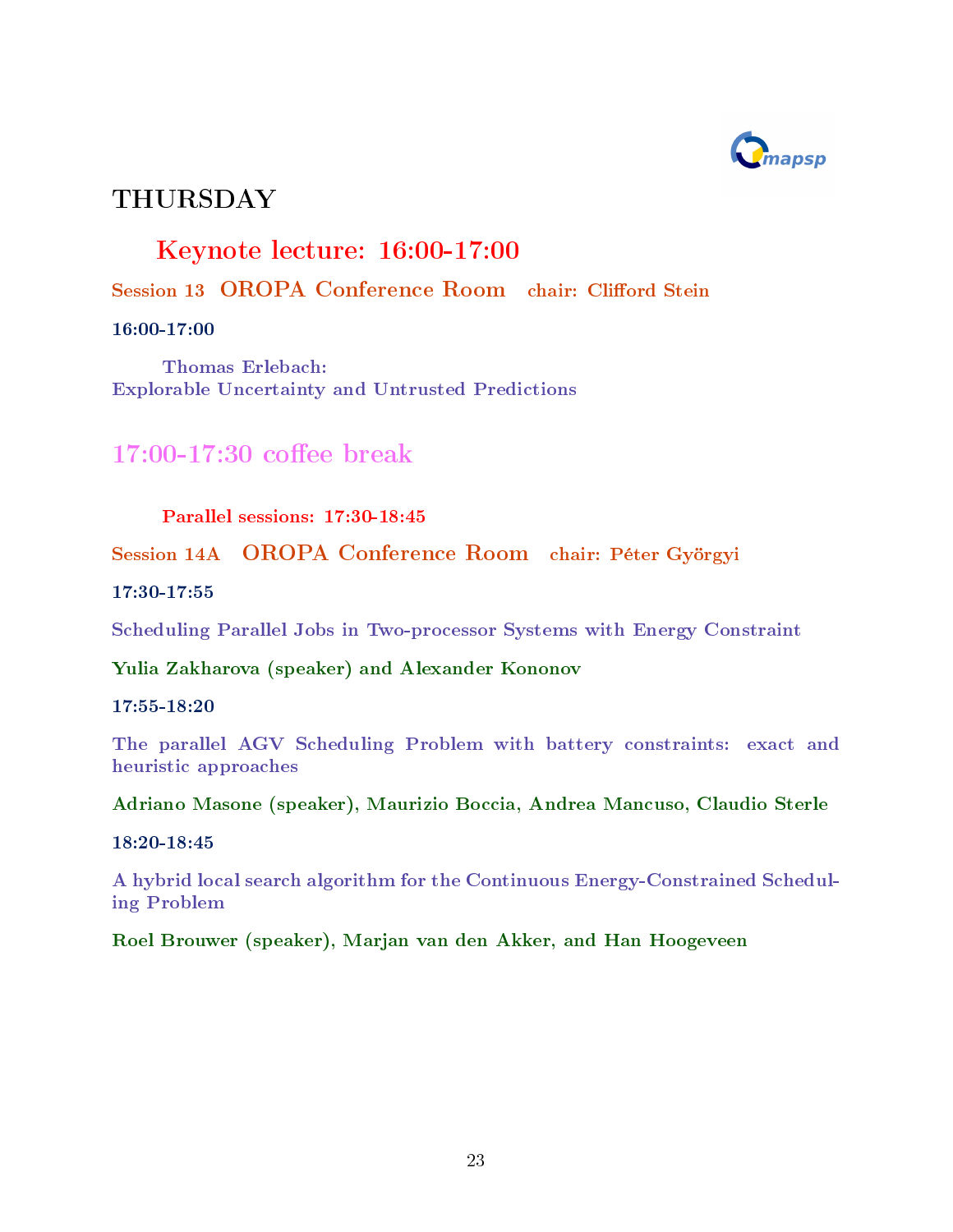# THURSDAY

## Keynote lecture: 16:00-17:00

**Session 13 OROPA Conference Room chair: Clifford Stein**

**16:00-17:00**

**Thomas Erlebach:**
**Explorable Uncertainty and Untrusted Predictions**

## 17:00-17:30 coffee break

**Parallel sessions: 17:30-18:45**

**Session 14A OROPA Conference Room chair: Péter Györgyi**

**17:30-17:55**

**Scheduling Parallel Jobs in Two-processor Systems with Energy Constraint**

**Yulia Zakharova (speaker) and Alexander Kononov**

**17:55-18:20**

**The parallel AGV Scheduling Problem with battery constraints: exact and heuristic approaches**

**Adriano Masone (speaker), Maurizio Boccia, Andrea Mancuso, Claudio Sterle**

**18:20-18:45**

**A hybrid local search algorithm for the Continuous Energy-Constrained Scheduling Problem**

**Roel Brouwer (speaker), Marjan van den Akker, and Han Hoogeveen**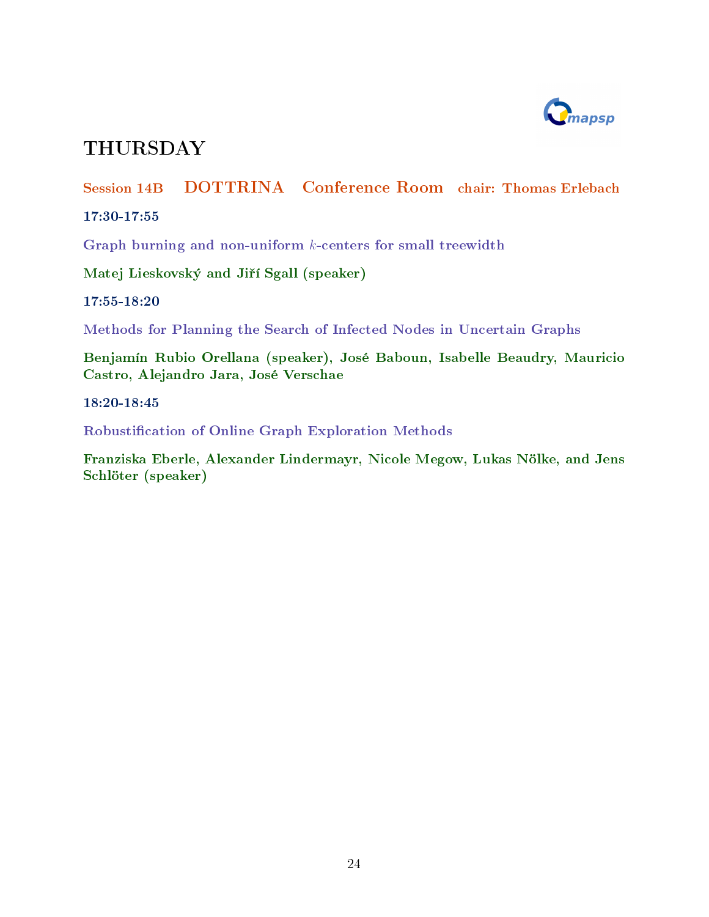# THURSDAY

**Session 14B DOTTRINA Conference Room chair: Thomas Erlebach**

**17:30-17:55**

Graph burning and non-uniform $k$-centers for small treewidth

**Matej Lieskovský and Jiří Sgall (speaker)**

**17:55-18:20**

Methods for Planning the Search of Infected Nodes in Uncertain Graphs

**Benjamín Rubio Orellana (speaker), José Baboun, Isabelle Beaudry, Mauricio Castro, Alejandro Jara, José Verschae**

**18:20-18:45**

Robustification of Online Graph Exploration Methods

**Franziska Eberle, Alexander Lindermayr, Nicole Megow, Lukas Nölke, and Jens Schlöter (speaker)**